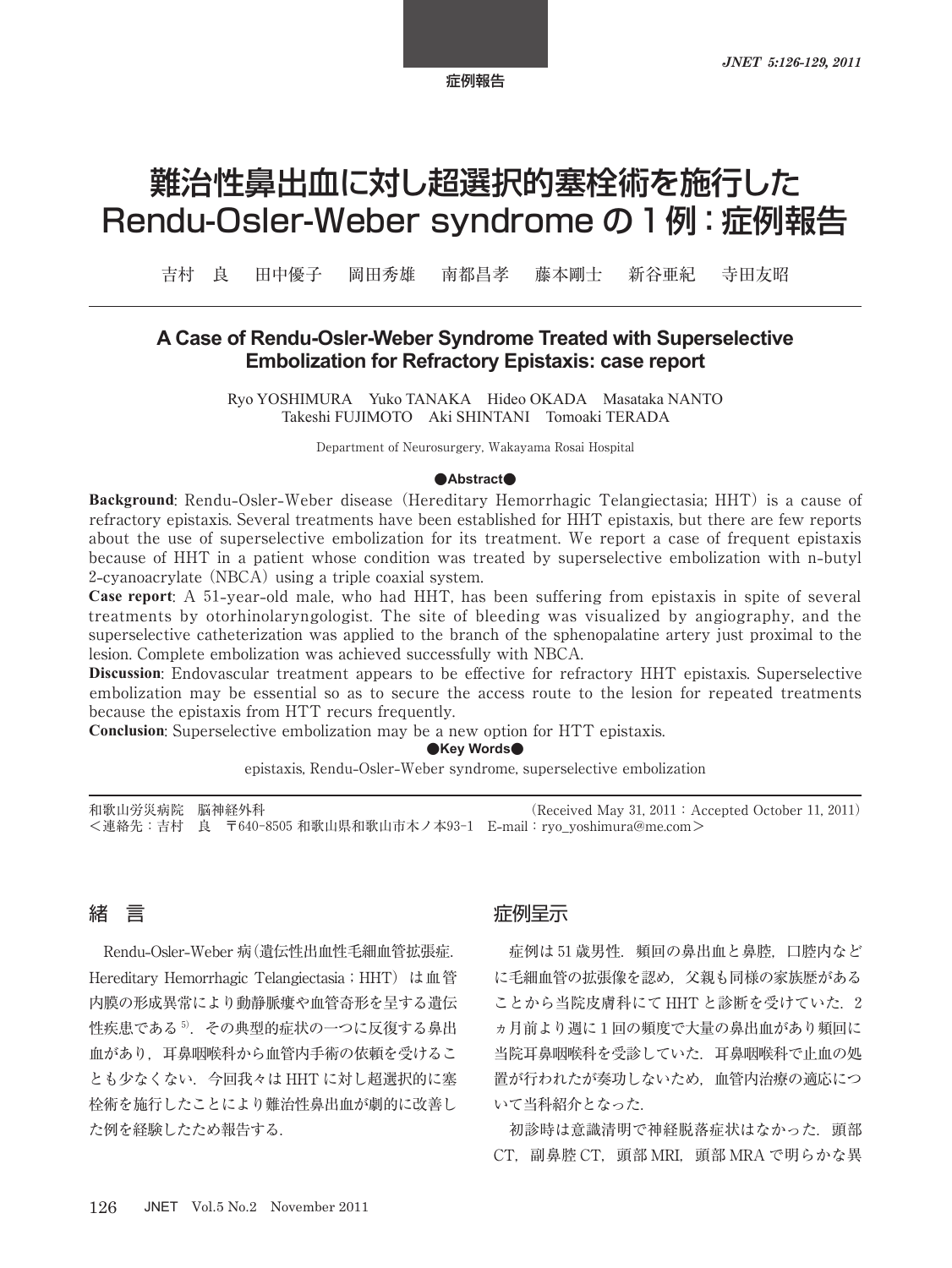症例報告

# 難治性鼻出血に対し超選択的塞栓術を施行した Rendu-Osler-Weber syndrome の１例：症例報告

吉村　良　　田中優子　　岡田秀雄　　南都昌孝　　藤本剛士　　新谷亜紀　　寺田友昭

## A Case of Rendu-Osler-Weber Syndrome Treated with Superselective Embolization for Refractory Epistaxis: case report

Ryo YOSHIMURA　Yuko TANAKA　Hideo OKADA　Masataka NANTO
Takeshi FUJIMOTO　Aki SHINTANI　Tomoaki TERADA

Department of Neurosurgery, Wakayama Rosai Hospital

●Abstract●

**Background**: Rendu-Osler-Weber disease (Hereditary Hemorrhagic Telangiectasia; HHT) is a cause of refractory epistaxis. Several treatments have been established for HHT epistaxis, but there are few reports about the use of superselective embolization for its treatment. We report a case of frequent epistaxis because of HHT in a patient whose condition was treated by superselective embolization with n-butyl 2-cyanoacrylate (NBCA) using a triple coaxial system.

**Case report**: A 51-year-old male, who had HHT, has been suffering from epistaxis in spite of several treatments by otorhinolaryngologist. The site of bleeding was visualized by angiography, and the superselective catheterization was applied to the branch of the sphenopalatine artery just proximal to the lesion. Complete embolization was achieved successfully with NBCA.

**Discussion**: Endovascular treatment appears to be effective for refractory HHT epistaxis. Superselective embolization may be essential so as to secure the access route to the lesion for repeated treatments because the epistaxis from HTT recurs frequently.

**Conclusion**: Superselective embolization may be a new option for HTT epistaxis.

●Key Words●

epistaxis, Rendu-Osler-Weber syndrome, superselective embolization

和歌山労災病院　脳神経外科　(Received May 31, 2011 : Accepted October 11, 2011)
＜連絡先：吉村　良　〒640-8505 和歌山県和歌山市木ノ本93-1　E-mail：ryo_yoshimura@me.com＞

## 緒　言

Rendu-Osler-Weber 病(遺伝性出血性毛細血管拡張症. Hereditary Hemorrhagic Telangiectasia；HHT）は血管内膜の形成異常により動静脈瘻や血管奇形を呈する遺伝性疾患である[5]．その典型的症状の一つに反復する鼻出血があり，耳鼻咽喉科から血管内手術の依頼を受けることも少なくない．今回我々は HHT に対し超選択的に塞栓術を施行したことにより難治性鼻出血が劇的に改善した例を経験したため報告する．

## 症例呈示

症例は 51 歳男性．頻回の鼻出血と鼻腔，口腔内などに毛細血管の拡張像を認め，父親も同様の家族歴があることから当院皮膚科にて HHT と診断を受けていた．２ヵ月前より週に１回の頻度で大量の鼻出血があり頻回に当院耳鼻咽喉科を受診していた．耳鼻咽喉科で止血の処置が行われたが奏功しないため，血管内治療の適応について当科紹介となった．

初診時は意識清明で神経脱落症状はなかった．頭部 CT，副鼻腔 CT，頭部 MRI，頭部 MRA で明らかな異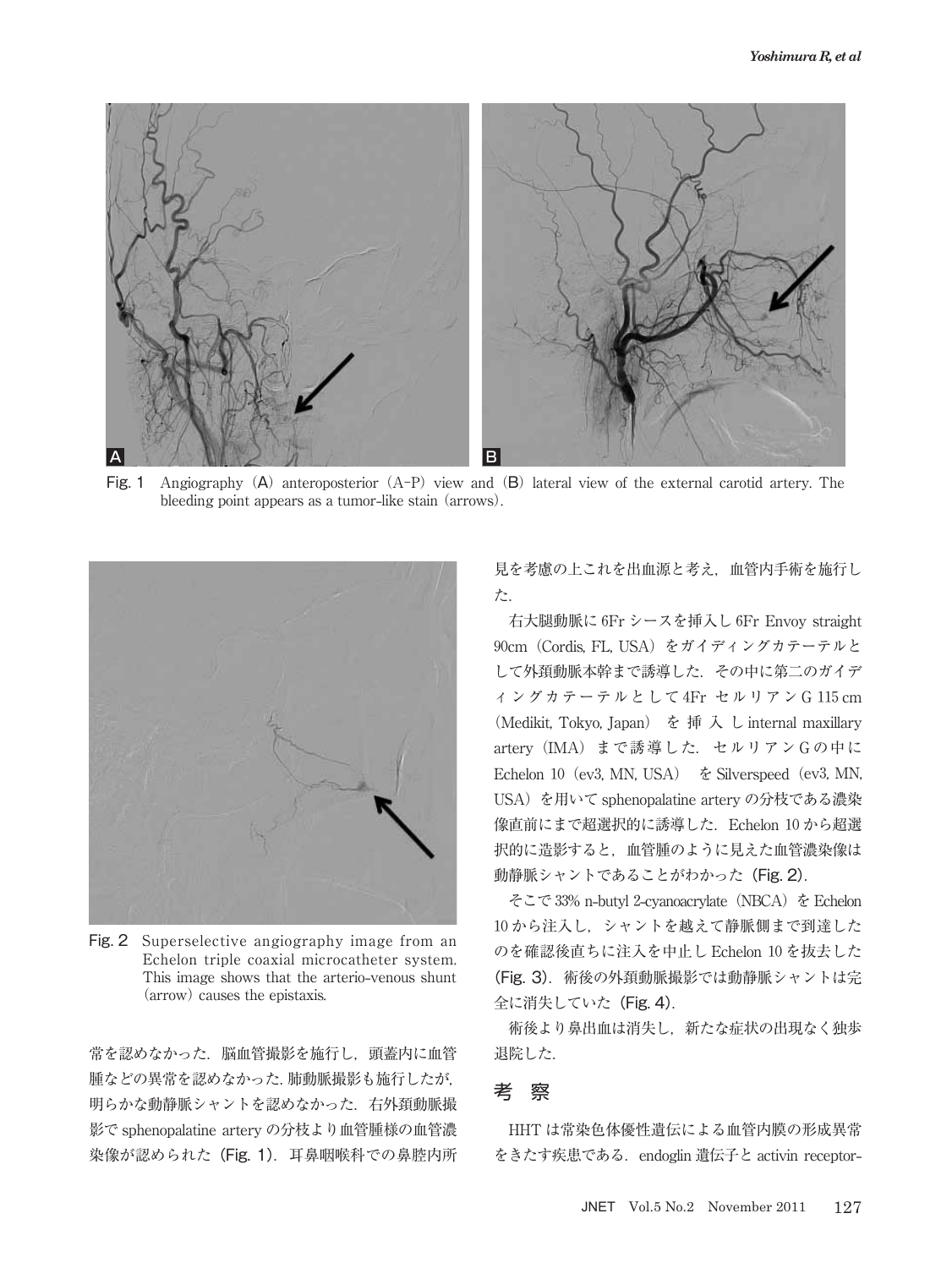Fig. 1 Angiography (A) anteroposterior (A-P) view and (B) lateral view of the external carotid artery. The bleeding point appears as a tumor-like stain (arrows).

Fig. 2 Superselective angiography image from an Echelon triple coaxial microcatheter system. This image shows that the arterio-venous shunt (arrow) causes the epistaxis.

常を認めなかった．脳血管撮影を施行し，頭蓋内に血管腫などの異常を認めなかった．肺動脈撮影も施行したが，明らかな動静脈シャントを認めなかった．右外頚動脈撮影で sphenopalatine artery の分枝より血管腫様の血管濃染像が認められた（Fig. 1）．耳鼻咽喉科での鼻腔内所見を考慮の上これを出血源と考え，血管内手術を施行した．

右大腿動脈に 6Fr シースを挿入し 6Fr Envoy straight 90cm（Cordis, FL, USA）をガイディングカテーテルとして外頚動脈本幹まで誘導した．その中に第二のガイディングカテーテルとして 4Fr セルリアン G 115 cm（Medikit, Tokyo, Japan）を挿入し internal maxillary artery（IMA）まで誘導した．セルリアン G の中に Echelon 10（ev3, MN, USA）を Silverspeed（ev3, MN, USA）を用いて sphenopalatine artery の分枝である濃染像直前にまで超選択的に誘導した．Echelon 10 から超選択的に造影すると，血管腫のように見えた血管濃染像は動静脈シャントであることがわかった（Fig. 2）．

そこで 33% n-butyl 2-cyanoacrylate（NBCA）を Echelon 10 から注入し，シャントを越えて静脈側まで到達したのを確認後直ちに注入を中止し Echelon 10 を抜去した（Fig. 3）．術後の外頚動脈撮影では動静脈シャントは完全に消失していた（Fig. 4）．

術後より鼻出血は消失し，新たな症状の出現なく独歩退院した．

## 考察

HHT は常染色体優性遺伝による血管内膜の形成異常をきたす疾患である．endoglin 遺伝子と activin receptor-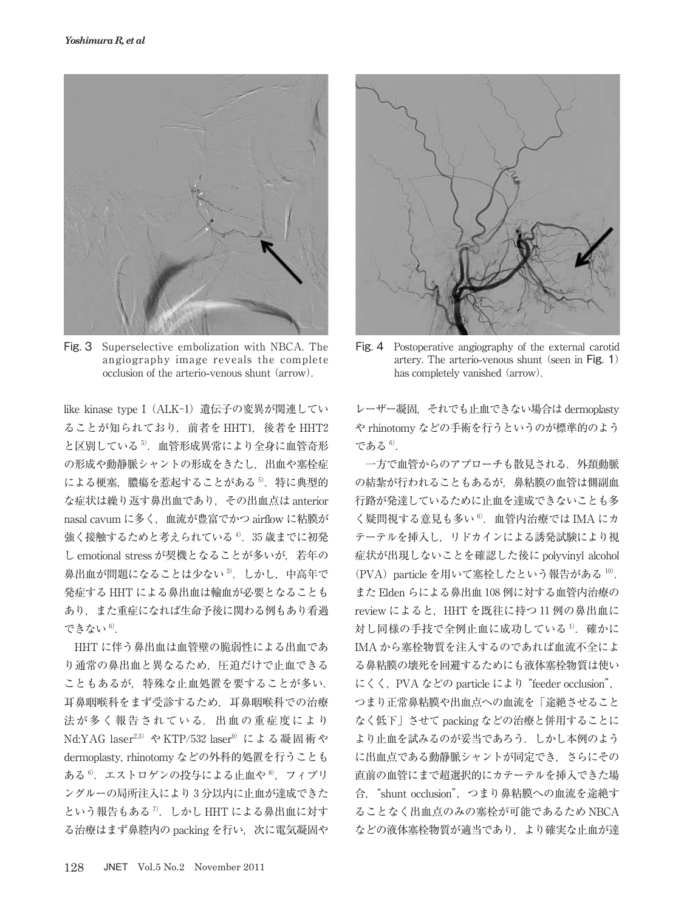Fig. 3　Superselective embolization with NBCA. The angiography image reveals the complete occlusion of the arterio-venous shunt (arrow).

Fig. 4　Postoperative angiography of the external carotid artery. The arterio-venous shunt (seen in Fig. 1) has completely vanished (arrow).

like kinase type I（ALK-1）遺伝子の変異が関連していることが知られており，前者をHHT1，後者をHHT2と区別している[5]．血管形成異常により全身に血管奇形の形成や動静脈シャントの形成をきたし，出血や塞栓症による梗塞，膿瘍を惹起することがある[5]．特に典型的な症状は繰り返す鼻出血であり，その出血点はanterior nasal cavumに多く，血流が豊富でかつairflowに粘膜が強く接触するためと考えられている[4]．35歳までに初発しemotional stressが契機となることが多いが，若年の鼻出血が問題になることは少ない[3]．しかし，中高年で発症するHHTによる鼻出血は輸血が必要となることもあり，また重症になれば生命予後に関わる例もあり看過できない[6]．

HHTに伴う鼻出血は血管壁の脆弱性による出血であり通常の鼻出血と異なるため，圧迫だけで止血できることもあるが，特殊な止血処置を要することが多い．耳鼻咽喉科をまず受診するため，耳鼻咽喉科での治療法が多く報告されている．出血の重症度によりNd:YAG laser[2,3]やKTP/532 laser[9]による凝固術やdermoplasty, rhinotomyなどの外科的処置を行うこともある[6]．エストロゲンの投与による止血や[8]，フィブリングルーの局所注入により3分以内に止血が達成できたという報告もある[7]．しかしHHTによる鼻出血に対する治療はまず鼻腔内のpackingを行い，次に電気凝固やレーザー凝固，それでも止血できない場合はdermoplastyやrhinotomyなどの手術を行うというのが標準的のようである[6]．

一方で血管からのアプローチも散見される．外頚動脈の結紮が行われることもあるが，鼻粘膜の血管は側副血行路が発達しているために止血を達成できないことも多く疑問視する意見も多い[6]．血管内治療ではIMAにカテーテルを挿入し，リドカインによる誘発試験により視症状が出現しないことを確認した後にpolyvinyl alcohol（PVA）particleを用いて塞栓したという報告がある[10]．またEldenらによる鼻出血108例に対する血管内治療のreviewによると，HHTを既往に持つ11例の鼻出血に対し同様の手技で全例止血に成功している[1]．確かにIMAから塞栓物質を注入するのであれば血流不全による鼻粘膜の壊死を回避するためにも液体塞栓物質は使いにくく，PVAなどのparticleにより“feeder occlusion”，つまり正常鼻粘膜や出血点への血流を「途絶させることなく低下」させてpackingなどの治療と併用することにより止血を試みるのが妥当であろう．しかし本例のように出血点である動静脈シャントが同定でき，さらにその直前の血管にまで超選択的にカテーテルを挿入できた場合，“shunt occlusion”，つまり鼻粘膜への血流を途絶することなく出血点のみの塞栓が可能であるためNBCAなどの液体塞栓物質が適当であり，より確実な止血が達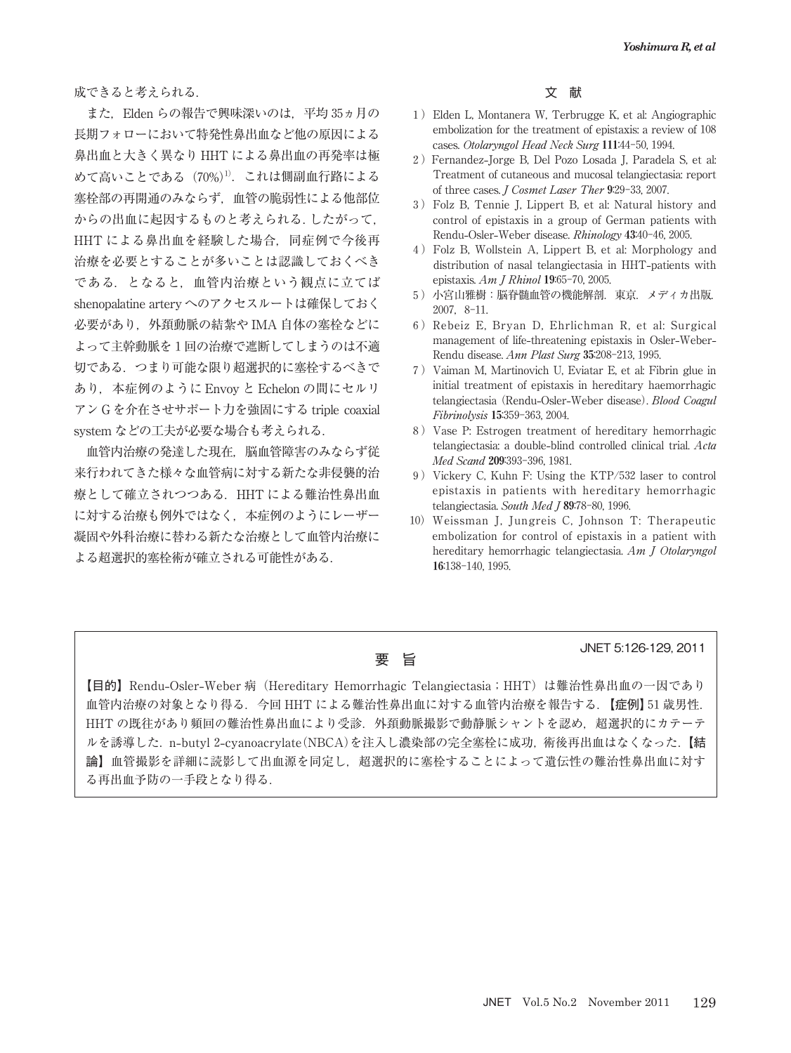成できると考えられる．

また，Elden らの報告で興味深いのは，平均 35ヵ月の長期フォローにおいて特発性鼻出血など他の原因による鼻出血と大きく異なり HHT による鼻出血の再発率は極めて高いことである（70%）[1]．これは側副血行路による塞栓部の再開通のみならず，血管の脆弱性による他部位からの出血に起因するものと考えられる．したがって，HHT による鼻出血を経験した場合，同症例で今後再治療を必要とすることが多いことは認識しておくべきである．となると，血管内治療という観点に立てば shenopalatine artery へのアクセスルートは確保しておく必要があり，外頚動脈の結紮や IMA 自体の塞栓などによって主幹動脈を 1 回の治療で遮断してしまうのは不適切である．つまり可能な限り超選択的に塞栓するべきであり，本症例のように Envoy と Echelon の間にセルリアン G を介在させサポート力を強固にする triple coaxial system などの工夫が必要な場合も考えられる．

血管内治療の発達した現在，脳血管障害のみならず従来行われてきた様々な血管病に対する新たな非侵襲的治療として確立されつつある．HHT による難治性鼻出血に対する治療も例外ではなく，本症例のようにレーザー凝固や外科治療に替わる新たな治療として血管内治療による超選択的塞栓術が確立される可能性がある．

## 文　献

1）Elden L, Montanera W, Terbrugge K, et al: Angiographic embolization for the treatment of epistaxis: a review of 108 cases. *Otolaryngol Head Neck Surg* **111**:44-50, 1994.

2）Fernandez-Jorge B, Del Pozo Losada J, Paradela S, et al: Treatment of cutaneous and mucosal telangiectasia: report of three cases. *J Cosmet Laser Ther* **9**:29-33, 2007.

3）Folz B, Tennie J, Lippert B, et al: Natural history and control of epistaxis in a group of German patients with Rendu-Osler-Weber disease. *Rhinology* **43**:40-46, 2005.

4）Folz B, Wollstein A, Lippert B, et al: Morphology and distribution of nasal telangiectasia in HHT-patients with epistaxis. *Am J Rhinol* **19**:65-70, 2005.

5）小宮山雅樹：脳脊髄血管の機能解剖．東京．メディカ出版．2007，8-11.

6）Rebeiz E, Bryan D, Ehrlichman R, et al: Surgical management of life-threatening epistaxis in Osler-Weber-Rendu disease. *Ann Plast Surg* **35**:208-213, 1995.

7）Vaiman M, Martinovich U, Eviatar E, et al: Fibrin glue in initial treatment of epistaxis in hereditary haemorrhagic telangiectasia (Rendu-Osler-Weber disease). *Blood Coagul Fibrinolysis* **15**:359-363, 2004.

8）Vase P: Estrogen treatment of hereditary hemorrhagic telangiectasia: a double-blind controlled clinical trial. *Acta Med Scand* **209**:393-396, 1981.

9）Vickery C, Kuhn F: Using the KTP/532 laser to control epistaxis in patients with hereditary hemorrhagic telangiectasia. *South Med J* **89**:78-80, 1996.

10）Weissman J, Jungreis C, Johnson T: Therapeutic embolization for control of epistaxis in a patient with hereditary hemorrhagic telangiectasia. *Am J Otolaryngol* **16**:138-140, 1995.

## 要　旨

JNET 5:126-129, 2011

**【目的】**Rendu-Osler-Weber 病（Hereditary Hemorrhagic Telangiectasia；HHT）は難治性鼻出血の一因であり血管内治療の対象となり得る．今回 HHT による難治性鼻出血に対する血管内治療を報告する．**【症例】**51 歳男性．HHT の既往があり頻回の難治性鼻出血により受診．外頚動脈撮影で動静脈シャントを認め，超選択的にカテーテルを誘導した．n-butyl 2-cyanoacrylate（NBCA）を注入し濃染部の完全塞栓に成功，術後再出血はなくなった．**【結論】**血管撮影を詳細に読影して出血源を同定し，超選択的に塞栓することによって遺伝性の難治性鼻出血に対する再出血予防の一手段となり得る．